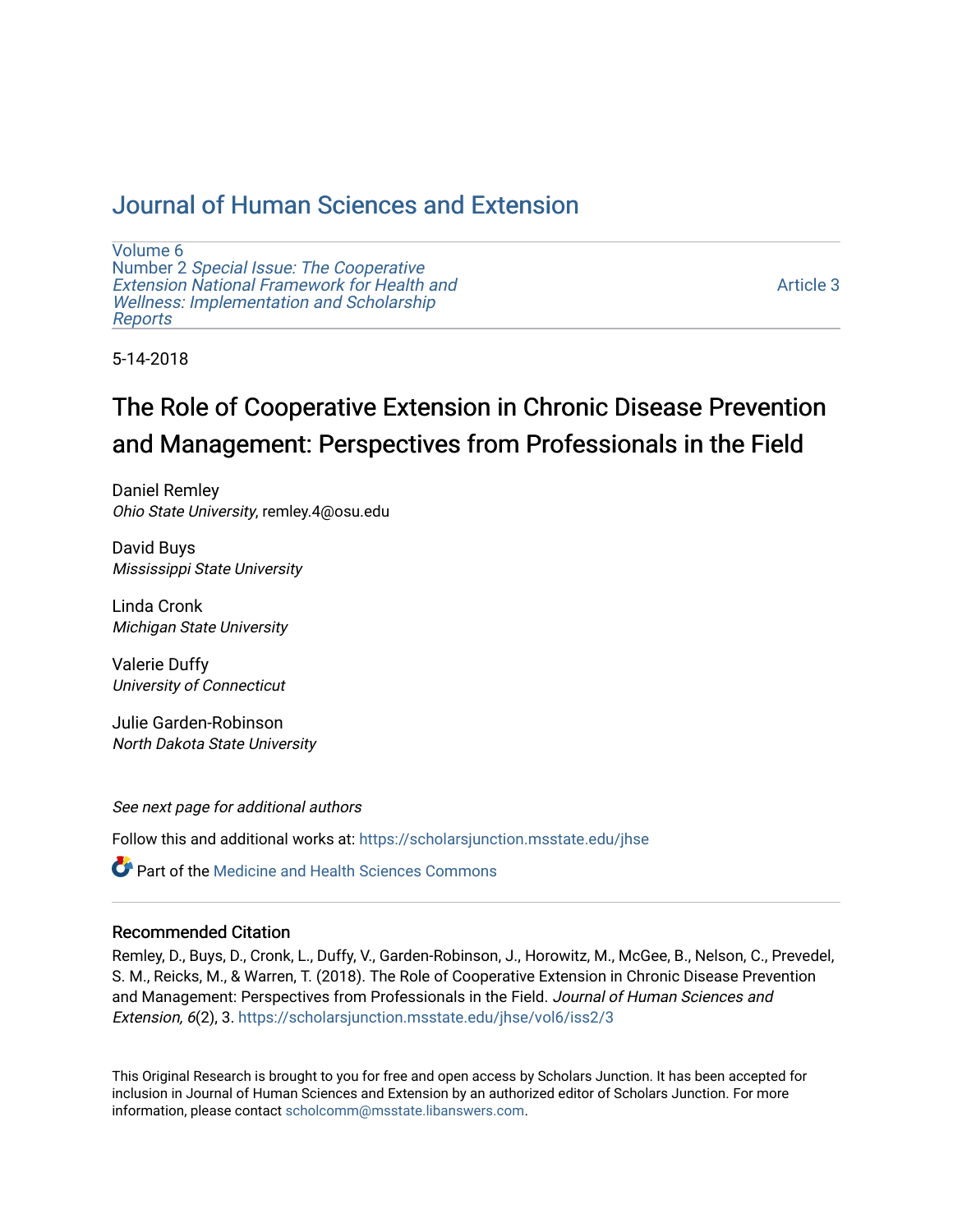# Journal of Human Sciences and Extension

Volume 6
Number 2 *Special Issue: The Cooperative Extension National Framework for Health and Wellness: Implementation and Scholarship Reports*

Article 3

5-14-2018

## The Role of Cooperative Extension in Chronic Disease Prevention and Management: Perspectives from Professionals in the Field

Daniel Remley
*Ohio State University*, remley.4@osu.edu

David Buys
*Mississippi State University*

Linda Cronk
*Michigan State University*

Valerie Duffy
*University of Connecticut*

Julie Garden-Robinson
*North Dakota State University*

*See next page for additional authors*

Follow this and additional works at: https://scholarsjunction.msstate.edu/jhse

Part of the Medicine and Health Sciences Commons

### Recommended Citation

Remley, D., Buys, D., Cronk, L., Duffy, V., Garden-Robinson, J., Horowitz, M., McGee, B., Nelson, C., Prevedel, S. M., Reicks, M., & Warren, T. (2018). The Role of Cooperative Extension in Chronic Disease Prevention and Management: Perspectives from Professionals in the Field. *Journal of Human Sciences and Extension, 6*(2), 3. https://scholarsjunction.msstate.edu/jhse/vol6/iss2/3

This Original Research is brought to you for free and open access by Scholars Junction. It has been accepted for inclusion in Journal of Human Sciences and Extension by an authorized editor of Scholars Junction. For more information, please contact scholcomm@msstate.libanswers.com.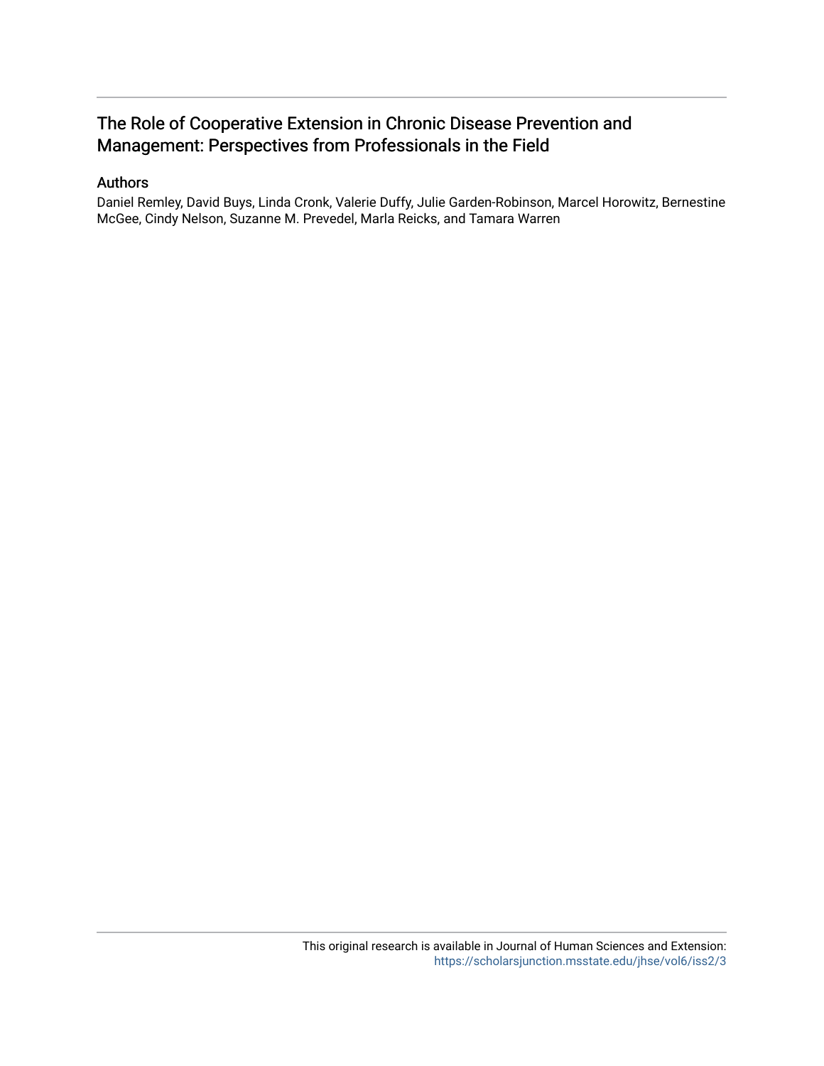## The Role of Cooperative Extension in Chronic Disease Prevention and Management: Perspectives from Professionals in the Field

### Authors

Daniel Remley, David Buys, Linda Cronk, Valerie Duffy, Julie Garden-Robinson, Marcel Horowitz, Bernestine McGee, Cindy Nelson, Suzanne M. Prevedel, Marla Reicks, and Tamara Warren

This original research is available in Journal of Human Sciences and Extension: https://scholarsjunction.msstate.edu/jhse/vol6/iss2/3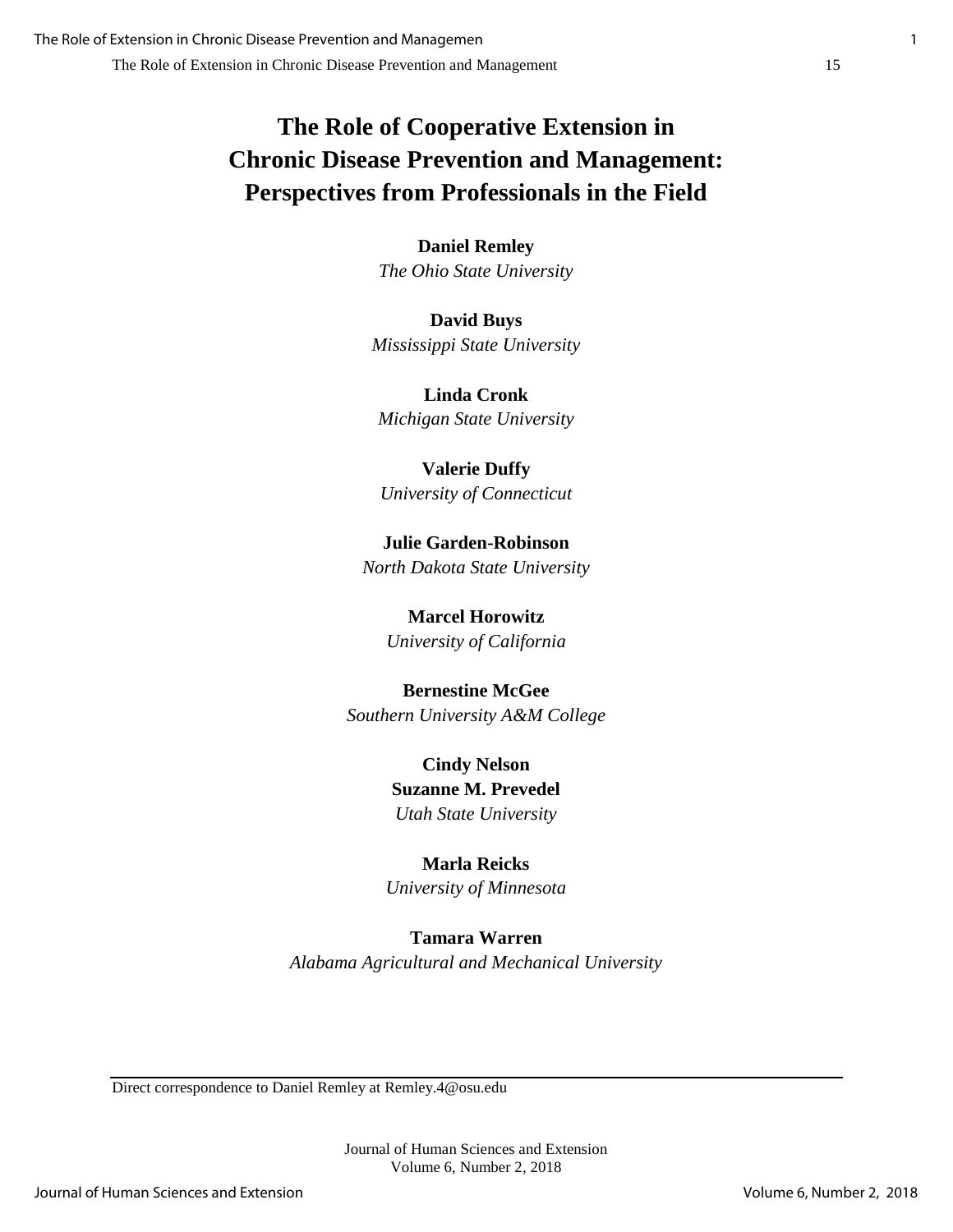# The Role of Cooperative Extension in Chronic Disease Prevention and Management: Perspectives from Professionals in the Field

**Daniel Remley**
*The Ohio State University*

**David Buys**
*Mississippi State University*

**Linda Cronk**
*Michigan State University*

**Valerie Duffy**
*University of Connecticut*

**Julie Garden-Robinson**
*North Dakota State University*

**Marcel Horowitz**
*University of California*

**Bernestine McGee**
*Southern University A&M College*

**Cindy Nelson**
**Suzanne M. Prevedel**
*Utah State University*

**Marla Reicks**
*University of Minnesota*

**Tamara Warren**
*Alabama Agricultural and Mechanical University*

---

Direct correspondence to Daniel Remley at Remley.4@osu.edu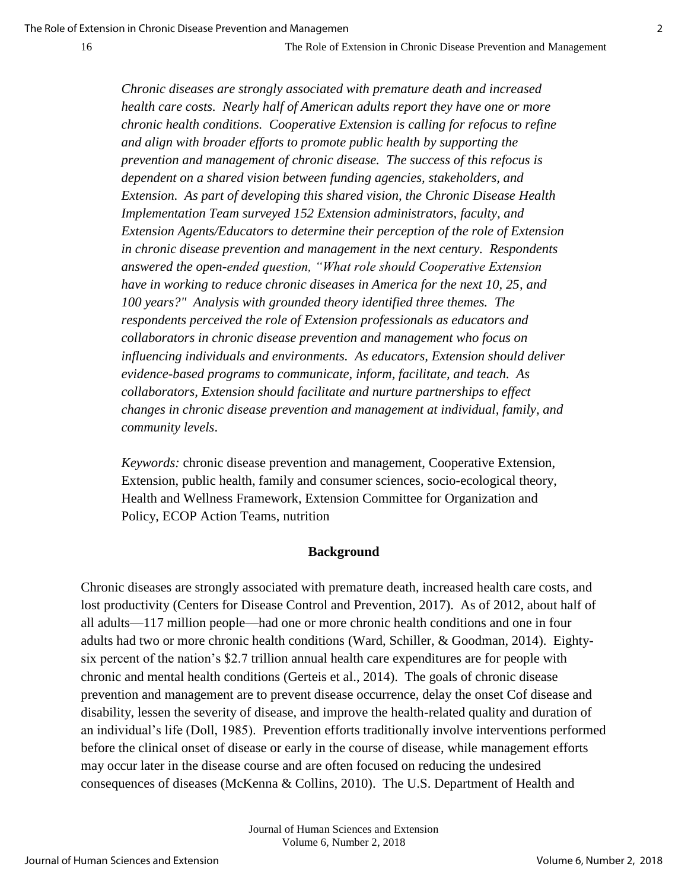*Chronic diseases are strongly associated with premature death and increased health care costs. Nearly half of American adults report they have one or more chronic health conditions. Cooperative Extension is calling for refocus to refine and align with broader efforts to promote public health by supporting the prevention and management of chronic disease. The success of this refocus is dependent on a shared vision between funding agencies, stakeholders, and Extension. As part of developing this shared vision, the Chronic Disease Health Implementation Team surveyed 152 Extension administrators, faculty, and Extension Agents/Educators to determine their perception of the role of Extension in chronic disease prevention and management in the next century. Respondents answered the open-ended question, "What role should Cooperative Extension have in working to reduce chronic diseases in America for the next 10, 25, and 100 years?" Analysis with grounded theory identified three themes. The respondents perceived the role of Extension professionals as educators and collaborators in chronic disease prevention and management who focus on influencing individuals and environments. As educators, Extension should deliver evidence-based programs to communicate, inform, facilitate, and teach. As collaborators, Extension should facilitate and nurture partnerships to effect changes in chronic disease prevention and management at individual, family, and community levels.*

*Keywords:* chronic disease prevention and management, Cooperative Extension, Extension, public health, family and consumer sciences, socio-ecological theory, Health and Wellness Framework, Extension Committee for Organization and Policy, ECOP Action Teams, nutrition

## Background

Chronic diseases are strongly associated with premature death, increased health care costs, and lost productivity (Centers for Disease Control and Prevention, 2017). As of 2012, about half of all adults—117 million people—had one or more chronic health conditions and one in four adults had two or more chronic health conditions (Ward, Schiller, & Goodman, 2014). Eighty-six percent of the nation's $2.7 trillion annual health care expenditures are for people with chronic and mental health conditions (Gerteis et al., 2014). The goals of chronic disease prevention and management are to prevent disease occurrence, delay the onset Cof disease and disability, lessen the severity of disease, and improve the health-related quality and duration of an individual's life (Doll, 1985). Prevention efforts traditionally involve interventions performed before the clinical onset of disease or early in the course of disease, while management efforts may occur later in the disease course and are often focused on reducing the undesired consequences of diseases (McKenna & Collins, 2010). The U.S. Department of Health and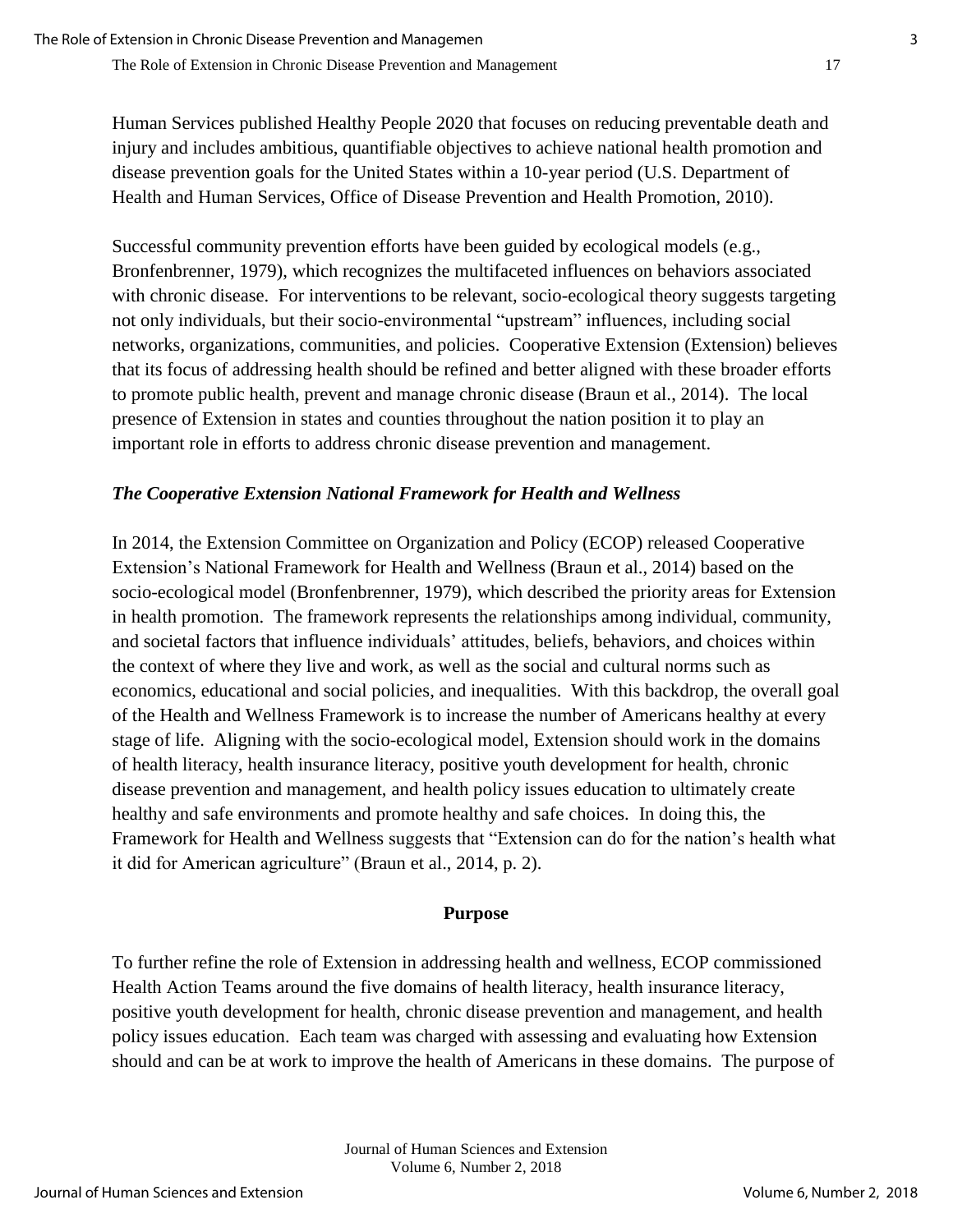Human Services published Healthy People 2020 that focuses on reducing preventable death and injury and includes ambitious, quantifiable objectives to achieve national health promotion and disease prevention goals for the United States within a 10-year period (U.S. Department of Health and Human Services, Office of Disease Prevention and Health Promotion, 2010).

Successful community prevention efforts have been guided by ecological models (e.g., Bronfenbrenner, 1979), which recognizes the multifaceted influences on behaviors associated with chronic disease. For interventions to be relevant, socio-ecological theory suggests targeting not only individuals, but their socio-environmental "upstream" influences, including social networks, organizations, communities, and policies. Cooperative Extension (Extension) believes that its focus of addressing health should be refined and better aligned with these broader efforts to promote public health, prevent and manage chronic disease (Braun et al., 2014). The local presence of Extension in states and counties throughout the nation position it to play an important role in efforts to address chronic disease prevention and management.

### *The Cooperative Extension National Framework for Health and Wellness*

In 2014, the Extension Committee on Organization and Policy (ECOP) released Cooperative Extension's National Framework for Health and Wellness (Braun et al., 2014) based on the socio-ecological model (Bronfenbrenner, 1979), which described the priority areas for Extension in health promotion. The framework represents the relationships among individual, community, and societal factors that influence individuals' attitudes, beliefs, behaviors, and choices within the context of where they live and work, as well as the social and cultural norms such as economics, educational and social policies, and inequalities. With this backdrop, the overall goal of the Health and Wellness Framework is to increase the number of Americans healthy at every stage of life. Aligning with the socio-ecological model, Extension should work in the domains of health literacy, health insurance literacy, positive youth development for health, chronic disease prevention and management, and health policy issues education to ultimately create healthy and safe environments and promote healthy and safe choices. In doing this, the Framework for Health and Wellness suggests that "Extension can do for the nation's health what it did for American agriculture" (Braun et al., 2014, p. 2).

## Purpose

To further refine the role of Extension in addressing health and wellness, ECOP commissioned Health Action Teams around the five domains of health literacy, health insurance literacy, positive youth development for health, chronic disease prevention and management, and health policy issues education. Each team was charged with assessing and evaluating how Extension should and can be at work to improve the health of Americans in these domains. The purpose of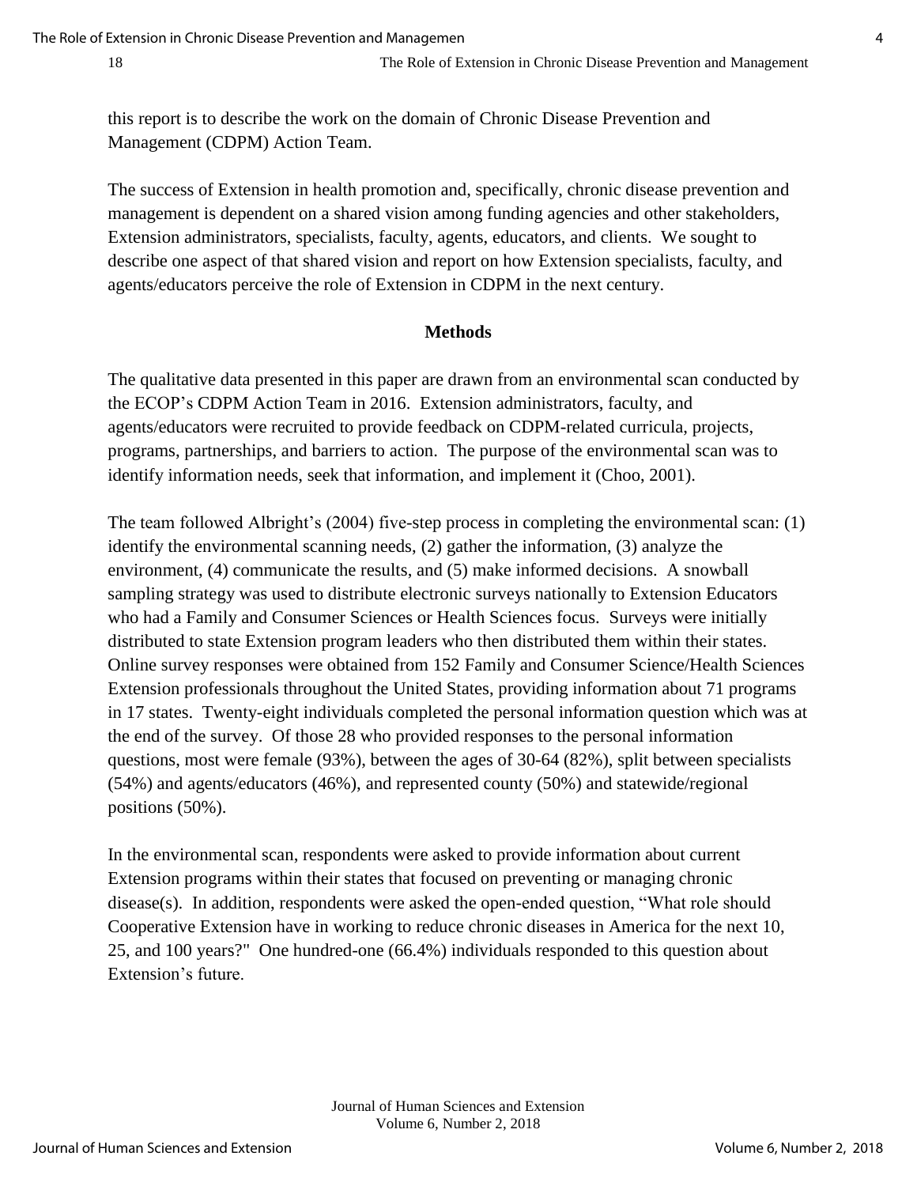this report is to describe the work on the domain of Chronic Disease Prevention and Management (CDPM) Action Team.

The success of Extension in health promotion and, specifically, chronic disease prevention and management is dependent on a shared vision among funding agencies and other stakeholders, Extension administrators, specialists, faculty, agents, educators, and clients. We sought to describe one aspect of that shared vision and report on how Extension specialists, faculty, and agents/educators perceive the role of Extension in CDPM in the next century.

## Methods

The qualitative data presented in this paper are drawn from an environmental scan conducted by the ECOP's CDPM Action Team in 2016. Extension administrators, faculty, and agents/educators were recruited to provide feedback on CDPM-related curricula, projects, programs, partnerships, and barriers to action. The purpose of the environmental scan was to identify information needs, seek that information, and implement it (Choo, 2001).

The team followed Albright's (2004) five-step process in completing the environmental scan: (1) identify the environmental scanning needs, (2) gather the information, (3) analyze the environment, (4) communicate the results, and (5) make informed decisions. A snowball sampling strategy was used to distribute electronic surveys nationally to Extension Educators who had a Family and Consumer Sciences or Health Sciences focus. Surveys were initially distributed to state Extension program leaders who then distributed them within their states. Online survey responses were obtained from 152 Family and Consumer Science/Health Sciences Extension professionals throughout the United States, providing information about 71 programs in 17 states. Twenty-eight individuals completed the personal information question which was at the end of the survey. Of those 28 who provided responses to the personal information questions, most were female (93%), between the ages of 30-64 (82%), split between specialists (54%) and agents/educators (46%), and represented county (50%) and statewide/regional positions (50%).

In the environmental scan, respondents were asked to provide information about current Extension programs within their states that focused on preventing or managing chronic disease(s). In addition, respondents were asked the open-ended question, "What role should Cooperative Extension have in working to reduce chronic diseases in America for the next 10, 25, and 100 years?" One hundred-one (66.4%) individuals responded to this question about Extension's future.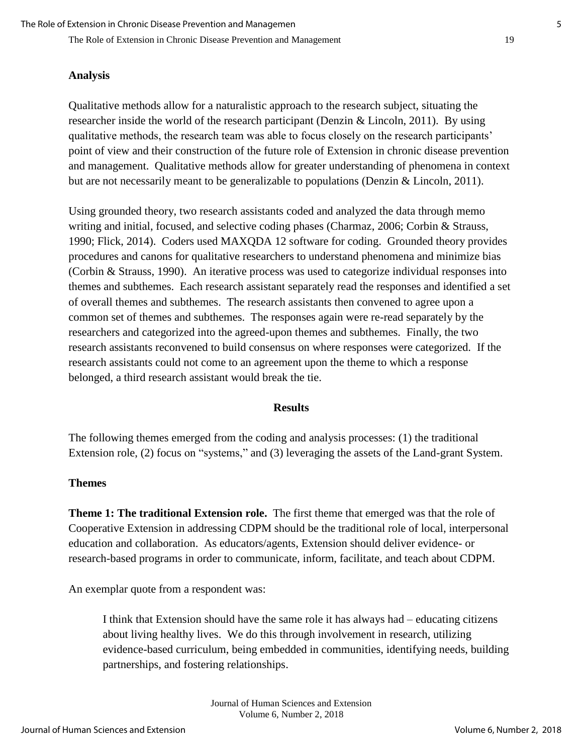## Analysis

Qualitative methods allow for a naturalistic approach to the research subject, situating the researcher inside the world of the research participant (Denzin & Lincoln, 2011). By using qualitative methods, the research team was able to focus closely on the research participants' point of view and their construction of the future role of Extension in chronic disease prevention and management. Qualitative methods allow for greater understanding of phenomena in context but are not necessarily meant to be generalizable to populations (Denzin & Lincoln, 2011).

Using grounded theory, two research assistants coded and analyzed the data through memo writing and initial, focused, and selective coding phases (Charmaz, 2006; Corbin & Strauss, 1990; Flick, 2014). Coders used MAXQDA 12 software for coding. Grounded theory provides procedures and canons for qualitative researchers to understand phenomena and minimize bias (Corbin & Strauss, 1990). An iterative process was used to categorize individual responses into themes and subthemes. Each research assistant separately read the responses and identified a set of overall themes and subthemes. The research assistants then convened to agree upon a common set of themes and subthemes. The responses again were re-read separately by the researchers and categorized into the agreed-upon themes and subthemes. Finally, the two research assistants reconvened to build consensus on where responses were categorized. If the research assistants could not come to an agreement upon the theme to which a response belonged, a third research assistant would break the tie.

# Results

The following themes emerged from the coding and analysis processes: (1) the traditional Extension role, (2) focus on "systems," and (3) leveraging the assets of the Land-grant System.

## Themes

**Theme 1: The traditional Extension role.** The first theme that emerged was that the role of Cooperative Extension in addressing CDPM should be the traditional role of local, interpersonal education and collaboration. As educators/agents, Extension should deliver evidence- or research-based programs in order to communicate, inform, facilitate, and teach about CDPM.

An exemplar quote from a respondent was:

> I think that Extension should have the same role it has always had – educating citizens about living healthy lives. We do this through involvement in research, utilizing evidence-based curriculum, being embedded in communities, identifying needs, building partnerships, and fostering relationships.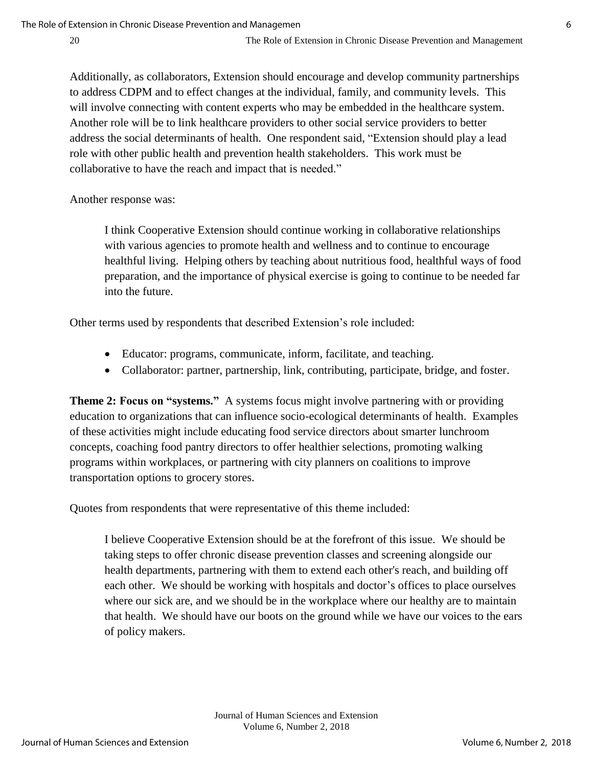Additionally, as collaborators, Extension should encourage and develop community partnerships to address CDPM and to effect changes at the individual, family, and community levels. This will involve connecting with content experts who may be embedded in the healthcare system. Another role will be to link healthcare providers to other social service providers to better address the social determinants of health. One respondent said, "Extension should play a lead role with other public health and prevention health stakeholders. This work must be collaborative to have the reach and impact that is needed."

Another response was:

> I think Cooperative Extension should continue working in collaborative relationships with various agencies to promote health and wellness and to continue to encourage healthful living. Helping others by teaching about nutritious food, healthful ways of food preparation, and the importance of physical exercise is going to continue to be needed far into the future.

Other terms used by respondents that described Extension's role included:

- Educator: programs, communicate, inform, facilitate, and teaching.
- Collaborator: partner, partnership, link, contributing, participate, bridge, and foster.

**Theme 2: Focus on "systems."** A systems focus might involve partnering with or providing education to organizations that can influence socio-ecological determinants of health. Examples of these activities might include educating food service directors about smarter lunchroom concepts, coaching food pantry directors to offer healthier selections, promoting walking programs within workplaces, or partnering with city planners on coalitions to improve transportation options to grocery stores.

Quotes from respondents that were representative of this theme included:

> I believe Cooperative Extension should be at the forefront of this issue. We should be taking steps to offer chronic disease prevention classes and screening alongside our health departments, partnering with them to extend each other's reach, and building off each other. We should be working with hospitals and doctor's offices to place ourselves where our sick are, and we should be in the workplace where our healthy are to maintain that health. We should have our boots on the ground while we have our voices to the ears of policy makers.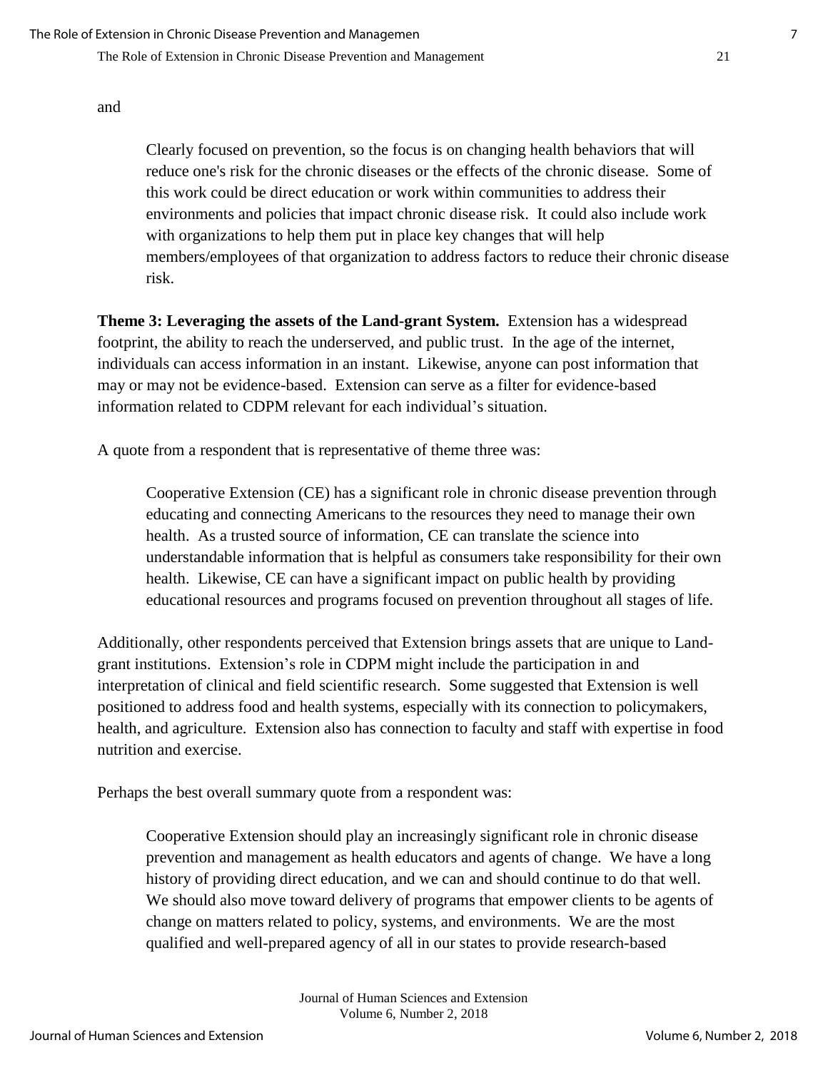and

> Clearly focused on prevention, so the focus is on changing health behaviors that will reduce one's risk for the chronic diseases or the effects of the chronic disease. Some of this work could be direct education or work within communities to address their environments and policies that impact chronic disease risk. It could also include work with organizations to help them put in place key changes that will help members/employees of that organization to address factors to reduce their chronic disease risk.

**Theme 3: Leveraging the assets of the Land-grant System.** Extension has a widespread footprint, the ability to reach the underserved, and public trust. In the age of the internet, individuals can access information in an instant. Likewise, anyone can post information that may or may not be evidence-based. Extension can serve as a filter for evidence-based information related to CDPM relevant for each individual's situation.

A quote from a respondent that is representative of theme three was:

> Cooperative Extension (CE) has a significant role in chronic disease prevention through educating and connecting Americans to the resources they need to manage their own health. As a trusted source of information, CE can translate the science into understandable information that is helpful as consumers take responsibility for their own health. Likewise, CE can have a significant impact on public health by providing educational resources and programs focused on prevention throughout all stages of life.

Additionally, other respondents perceived that Extension brings assets that are unique to Land-grant institutions. Extension's role in CDPM might include the participation in and interpretation of clinical and field scientific research. Some suggested that Extension is well positioned to address food and health systems, especially with its connection to policymakers, health, and agriculture. Extension also has connection to faculty and staff with expertise in food nutrition and exercise.

Perhaps the best overall summary quote from a respondent was:

> Cooperative Extension should play an increasingly significant role in chronic disease prevention and management as health educators and agents of change. We have a long history of providing direct education, and we can and should continue to do that well. We should also move toward delivery of programs that empower clients to be agents of change on matters related to policy, systems, and environments. We are the most qualified and well-prepared agency of all in our states to provide research-based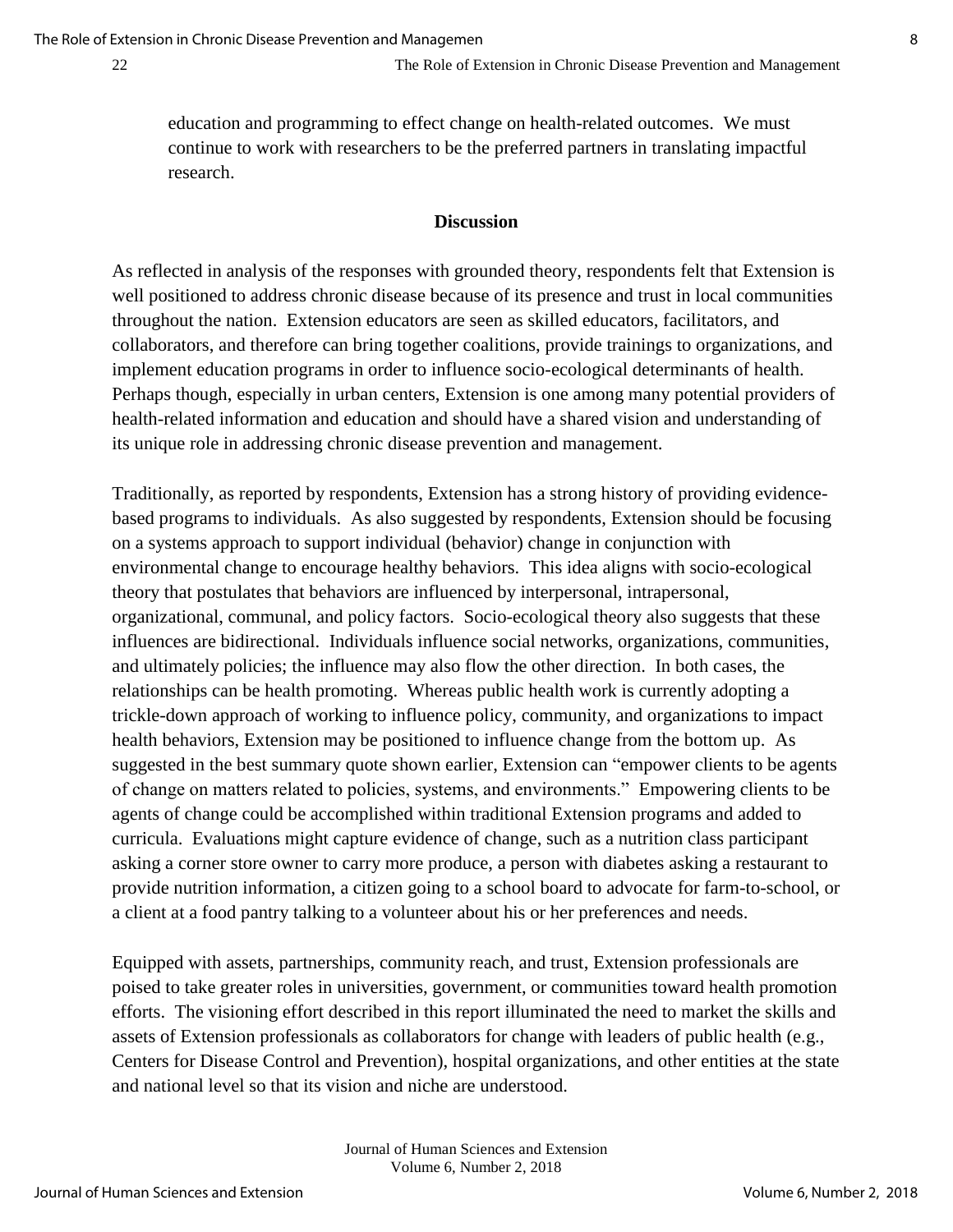> education and programming to effect change on health-related outcomes. We must continue to work with researchers to be the preferred partners in translating impactful research.

## Discussion

As reflected in analysis of the responses with grounded theory, respondents felt that Extension is well positioned to address chronic disease because of its presence and trust in local communities throughout the nation. Extension educators are seen as skilled educators, facilitators, and collaborators, and therefore can bring together coalitions, provide trainings to organizations, and implement education programs in order to influence socio-ecological determinants of health. Perhaps though, especially in urban centers, Extension is one among many potential providers of health-related information and education and should have a shared vision and understanding of its unique role in addressing chronic disease prevention and management.

Traditionally, as reported by respondents, Extension has a strong history of providing evidence-based programs to individuals. As also suggested by respondents, Extension should be focusing on a systems approach to support individual (behavior) change in conjunction with environmental change to encourage healthy behaviors. This idea aligns with socio-ecological theory that postulates that behaviors are influenced by interpersonal, intrapersonal, organizational, communal, and policy factors. Socio-ecological theory also suggests that these influences are bidirectional. Individuals influence social networks, organizations, communities, and ultimately policies; the influence may also flow the other direction. In both cases, the relationships can be health promoting. Whereas public health work is currently adopting a trickle-down approach of working to influence policy, community, and organizations to impact health behaviors, Extension may be positioned to influence change from the bottom up. As suggested in the best summary quote shown earlier, Extension can "empower clients to be agents of change on matters related to policies, systems, and environments." Empowering clients to be agents of change could be accomplished within traditional Extension programs and added to curricula. Evaluations might capture evidence of change, such as a nutrition class participant asking a corner store owner to carry more produce, a person with diabetes asking a restaurant to provide nutrition information, a citizen going to a school board to advocate for farm-to-school, or a client at a food pantry talking to a volunteer about his or her preferences and needs.

Equipped with assets, partnerships, community reach, and trust, Extension professionals are poised to take greater roles in universities, government, or communities toward health promotion efforts. The visioning effort described in this report illuminated the need to market the skills and assets of Extension professionals as collaborators for change with leaders of public health (e.g., Centers for Disease Control and Prevention), hospital organizations, and other entities at the state and national level so that its vision and niche are understood.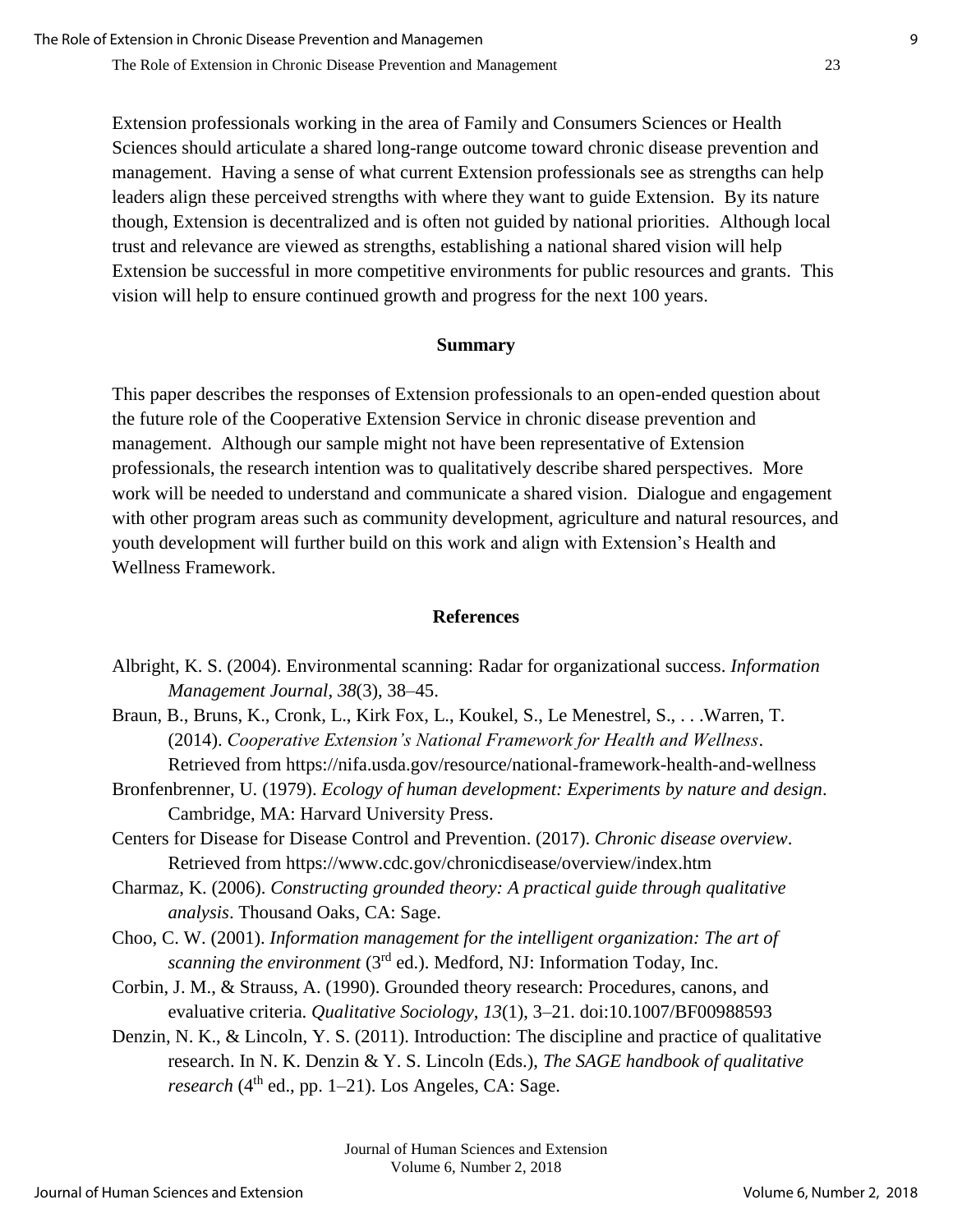Extension professionals working in the area of Family and Consumers Sciences or Health Sciences should articulate a shared long-range outcome toward chronic disease prevention and management. Having a sense of what current Extension professionals see as strengths can help leaders align these perceived strengths with where they want to guide Extension. By its nature though, Extension is decentralized and is often not guided by national priorities. Although local trust and relevance are viewed as strengths, establishing a national shared vision will help Extension be successful in more competitive environments for public resources and grants. This vision will help to ensure continued growth and progress for the next 100 years.

## Summary

This paper describes the responses of Extension professionals to an open-ended question about the future role of the Cooperative Extension Service in chronic disease prevention and management. Although our sample might not have been representative of Extension professionals, the research intention was to qualitatively describe shared perspectives. More work will be needed to understand and communicate a shared vision. Dialogue and engagement with other program areas such as community development, agriculture and natural resources, and youth development will further build on this work and align with Extension's Health and Wellness Framework.

## References

Albright, K. S. (2004). Environmental scanning: Radar for organizational success. *Information Management Journal*, *38*(3), 38–45.

Braun, B., Bruns, K., Cronk, L., Kirk Fox, L., Koukel, S., Le Menestrel, S., . . .Warren, T. (2014). *Cooperative Extension's National Framework for Health and Wellness*. Retrieved from https://nifa.usda.gov/resource/national-framework-health-and-wellness

Bronfenbrenner, U. (1979). *Ecology of human development: Experiments by nature and design*. Cambridge, MA: Harvard University Press.

Centers for Disease for Disease Control and Prevention. (2017). *Chronic disease overview*. Retrieved from https://www.cdc.gov/chronicdisease/overview/index.htm

Charmaz, K. (2006). *Constructing grounded theory: A practical guide through qualitative analysis*. Thousand Oaks, CA: Sage.

Choo, C. W. (2001). *Information management for the intelligent organization: The art of scanning the environment* (3rd ed.). Medford, NJ: Information Today, Inc.

Corbin, J. M., & Strauss, A. (1990). Grounded theory research: Procedures, canons, and evaluative criteria. *Qualitative Sociology*, *13*(1), 3–21. doi:10.1007/BF00988593

Denzin, N. K., & Lincoln, Y. S. (2011). Introduction: The discipline and practice of qualitative research. In N. K. Denzin & Y. S. Lincoln (Eds.), *The SAGE handbook of qualitative research* (4th ed., pp. 1–21). Los Angeles, CA: Sage.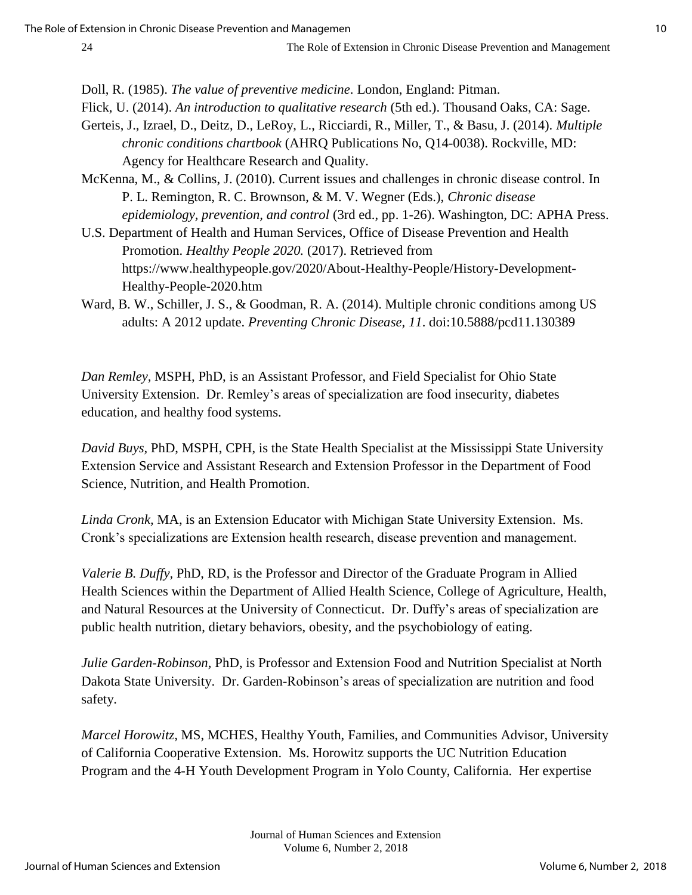Doll, R. (1985). *The value of preventive medicine*. London, England: Pitman.

Flick, U. (2014). *An introduction to qualitative research* (5th ed.). Thousand Oaks, CA: Sage.

Gerteis, J., Izrael, D., Deitz, D., LeRoy, L., Ricciardi, R., Miller, T., & Basu, J. (2014). *Multiple chronic conditions chartbook* (AHRQ Publications No, Q14-0038). Rockville, MD: Agency for Healthcare Research and Quality.

McKenna, M., & Collins, J. (2010). Current issues and challenges in chronic disease control. In P. L. Remington, R. C. Brownson, & M. V. Wegner (Eds.), *Chronic disease epidemiology, prevention, and control* (3rd ed., pp. 1-26). Washington, DC: APHA Press.

U.S. Department of Health and Human Services, Office of Disease Prevention and Health Promotion. *Healthy People 2020.* (2017). Retrieved from https://www.healthypeople.gov/2020/About-Healthy-People/History-Development-Healthy-People-2020.htm

Ward, B. W., Schiller, J. S., & Goodman, R. A. (2014). Multiple chronic conditions among US adults: A 2012 update. *Preventing Chronic Disease, 11*. doi:10.5888/pcd11.130389

*Dan Remley,* MSPH, PhD, is an Assistant Professor, and Field Specialist for Ohio State University Extension. Dr. Remley's areas of specialization are food insecurity, diabetes education, and healthy food systems.

*David Buys,* PhD, MSPH, CPH, is the State Health Specialist at the Mississippi State University Extension Service and Assistant Research and Extension Professor in the Department of Food Science, Nutrition, and Health Promotion.

*Linda Cronk,* MA, is an Extension Educator with Michigan State University Extension. Ms. Cronk's specializations are Extension health research, disease prevention and management.

*Valerie B. Duffy,* PhD, RD, is the Professor and Director of the Graduate Program in Allied Health Sciences within the Department of Allied Health Science, College of Agriculture, Health, and Natural Resources at the University of Connecticut. Dr. Duffy's areas of specialization are public health nutrition, dietary behaviors, obesity, and the psychobiology of eating.

*Julie Garden-Robinson,* PhD, is Professor and Extension Food and Nutrition Specialist at North Dakota State University. Dr. Garden-Robinson's areas of specialization are nutrition and food safety.

*Marcel Horowitz,* MS, MCHES, Healthy Youth, Families, and Communities Advisor, University of California Cooperative Extension. Ms. Horowitz supports the UC Nutrition Education Program and the 4-H Youth Development Program in Yolo County, California. Her expertise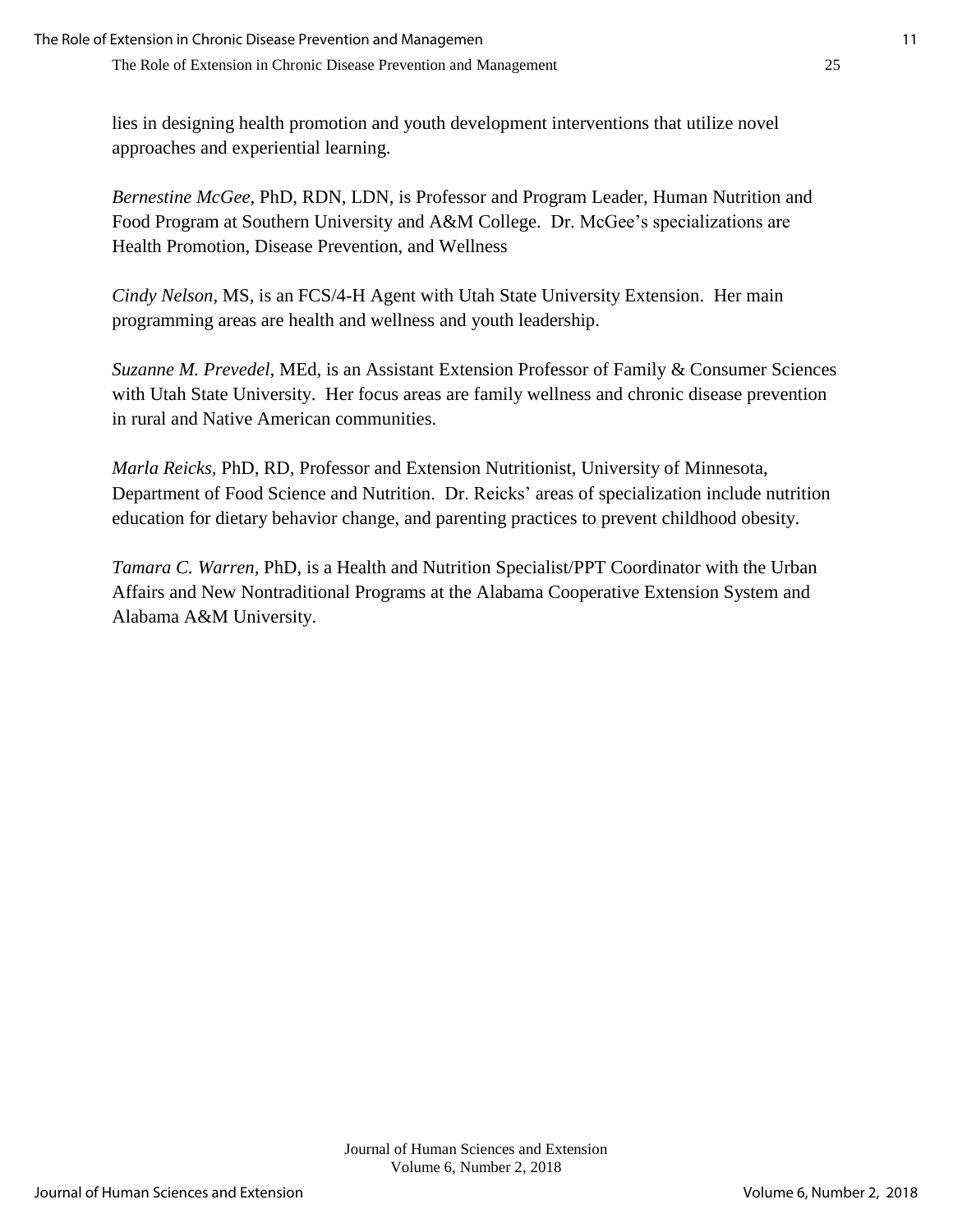lies in designing health promotion and youth development interventions that utilize novel approaches and experiential learning.

*Bernestine McGee*, PhD, RDN, LDN, is Professor and Program Leader, Human Nutrition and Food Program at Southern University and A&M College. Dr. McGee's specializations are Health Promotion, Disease Prevention, and Wellness

*Cindy Nelson*, MS, is an FCS/4-H Agent with Utah State University Extension. Her main programming areas are health and wellness and youth leadership.

*Suzanne M. Prevedel*, MEd, is an Assistant Extension Professor of Family & Consumer Sciences with Utah State University. Her focus areas are family wellness and chronic disease prevention in rural and Native American communities.

*Marla Reicks*, PhD, RD, Professor and Extension Nutritionist, University of Minnesota, Department of Food Science and Nutrition. Dr. Reicks' areas of specialization include nutrition education for dietary behavior change, and parenting practices to prevent childhood obesity.

*Tamara C. Warren*, PhD, is a Health and Nutrition Specialist/PPT Coordinator with the Urban Affairs and New Nontraditional Programs at the Alabama Cooperative Extension System and Alabama A&M University.